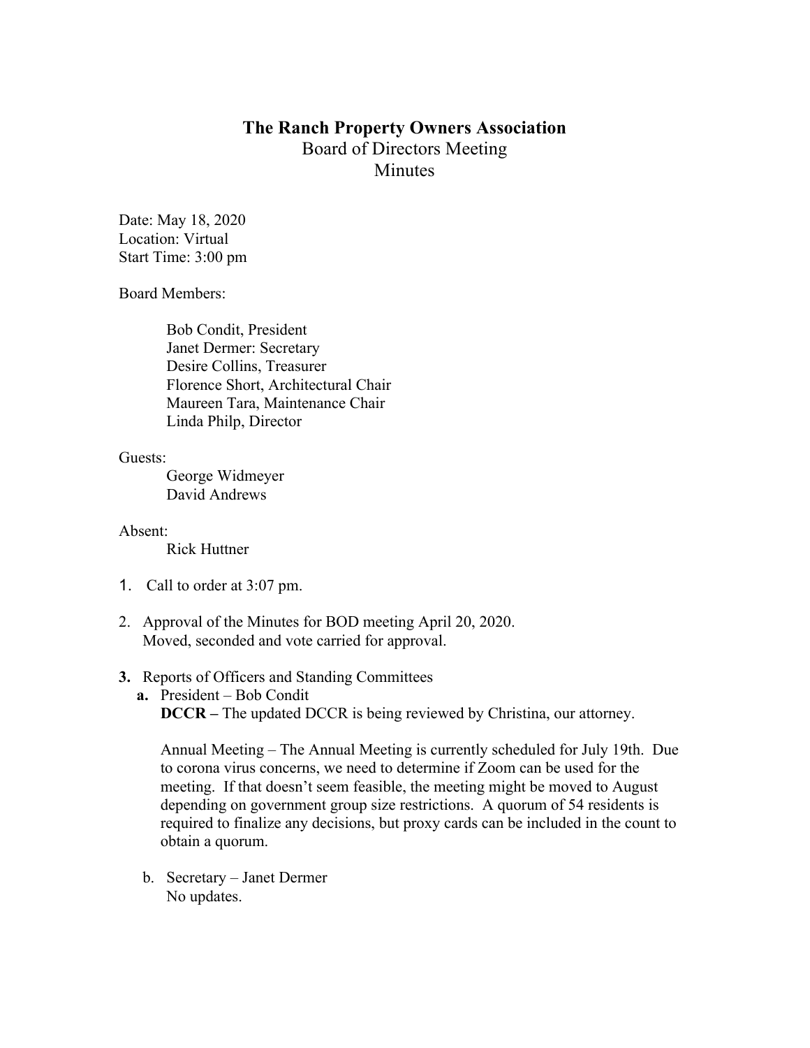# The Ranch Property Owners Association

## Board of Directors Meeting

## Minutes

Date: May 18, 2020
Location: Virtual
Start Time: 3:00 pm

Board Members:

Bob Condit, President
Janet Dermer: Secretary
Desire Collins, Treasurer
Florence Short, Architectural Chair
Maureen Tara, Maintenance Chair
Linda Philp, Director

Guests:
George Widmeyer
David Andrews

Absent:
Rick Huttner

1. Call to order at 3:07 pm.

2. Approval of the Minutes for BOD meeting April 20, 2020.
   Moved, seconded and vote carried for approval.

3. **Reports of Officers and Standing Committees**

   **a.** President – Bob Condit
   **DCCR –** The updated DCCR is being reviewed by Christina, our attorney.

   Annual Meeting – The Annual Meeting is currently scheduled for July 19th. Due to corona virus concerns, we need to determine if Zoom can be used for the meeting. If that doesn't seem feasible, the meeting might be moved to August depending on government group size restrictions. A quorum of 54 residents is required to finalize any decisions, but proxy cards can be included in the count to obtain a quorum.

   b. Secretary – Janet Dermer
   No updates.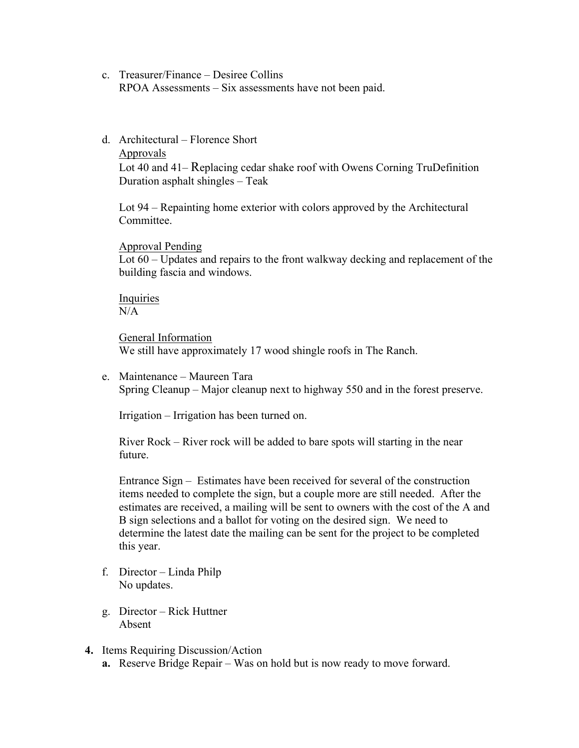c. Treasurer/Finance – Desiree Collins
   RPOA Assessments – Six assessments have not been paid.

d. Architectural – Florence Short

   <u>Approvals</u>
   Lot 40 and 41– Replacing cedar shake roof with Owens Corning TruDefinition Duration asphalt shingles – Teak

   Lot 94 – Repainting home exterior with colors approved by the Architectural Committee.

   <u>Approval Pending</u>
   Lot 60 – Updates and repairs to the front walkway decking and replacement of the building fascia and windows.

   <u>Inquiries</u>
   N/A

   <u>General Information</u>
   We still have approximately 17 wood shingle roofs in The Ranch.

e. Maintenance – Maureen Tara
   Spring Cleanup – Major cleanup next to highway 550 and in the forest preserve.

   Irrigation – Irrigation has been turned on.

   River Rock – River rock will be added to bare spots will starting in the near future.

   Entrance Sign – Estimates have been received for several of the construction items needed to complete the sign, but a couple more are still needed. After the estimates are received, a mailing will be sent to owners with the cost of the A and B sign selections and a ballot for voting on the desired sign. We need to determine the latest date the mailing can be sent for the project to be completed this year.

f. Director – Linda Philp
   No updates.

g. Director – Rick Huttner
   Absent

**4.** Items Requiring Discussion/Action

   **a.** Reserve Bridge Repair – Was on hold but is now ready to move forward.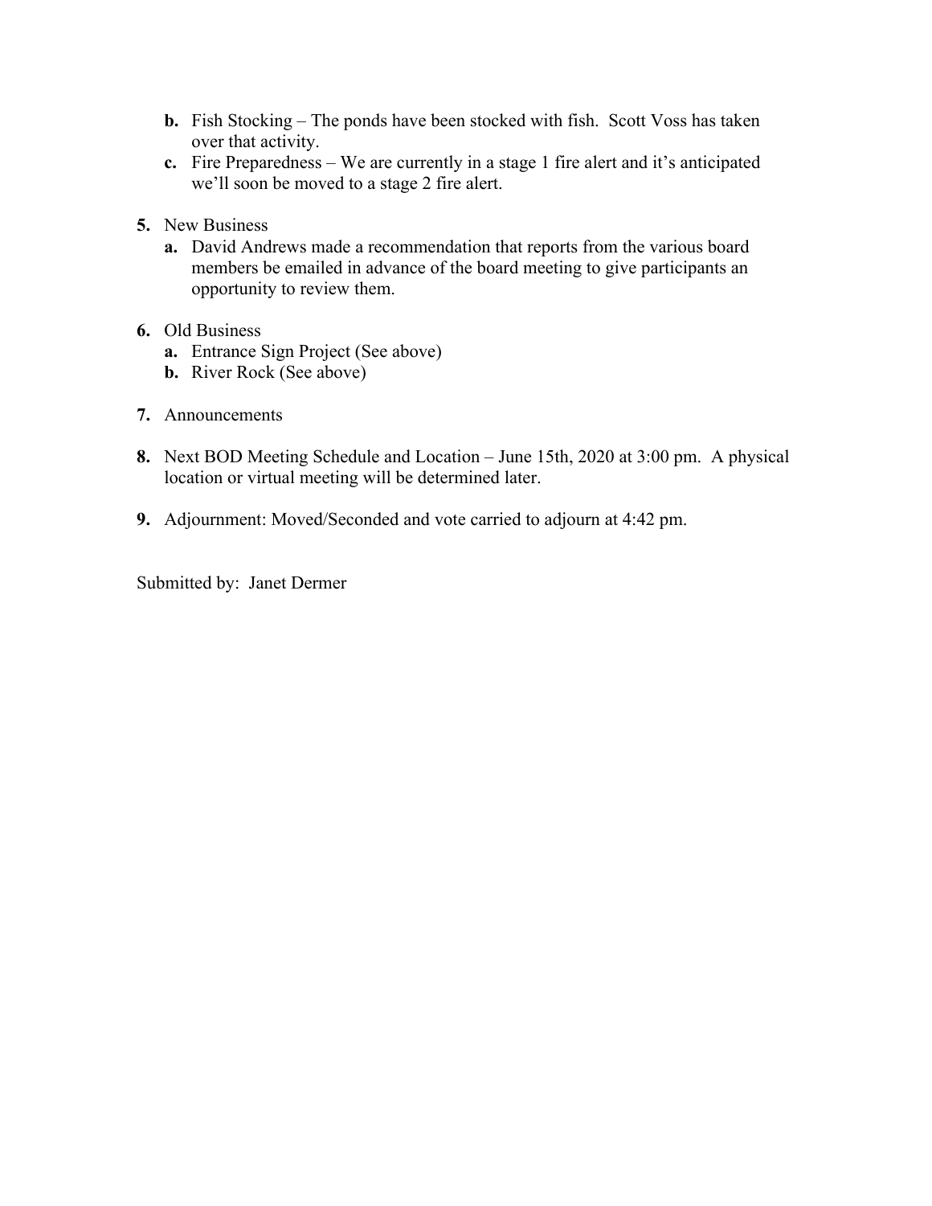b. Fish Stocking – The ponds have been stocked with fish. Scott Voss has taken over that activity.
c. Fire Preparedness – We are currently in a stage 1 fire alert and it's anticipated we'll soon be moved to a stage 2 fire alert.

5. New Business
   a. David Andrews made a recommendation that reports from the various board members be emailed in advance of the board meeting to give participants an opportunity to review them.

6. Old Business
   a. Entrance Sign Project (See above)
   b. River Rock (See above)

7. Announcements

8. Next BOD Meeting Schedule and Location – June 15th, 2020 at 3:00 pm. A physical location or virtual meeting will be determined later.

9. Adjournment: Moved/Seconded and vote carried to adjourn at 4:42 pm.

Submitted by: Janet Dermer